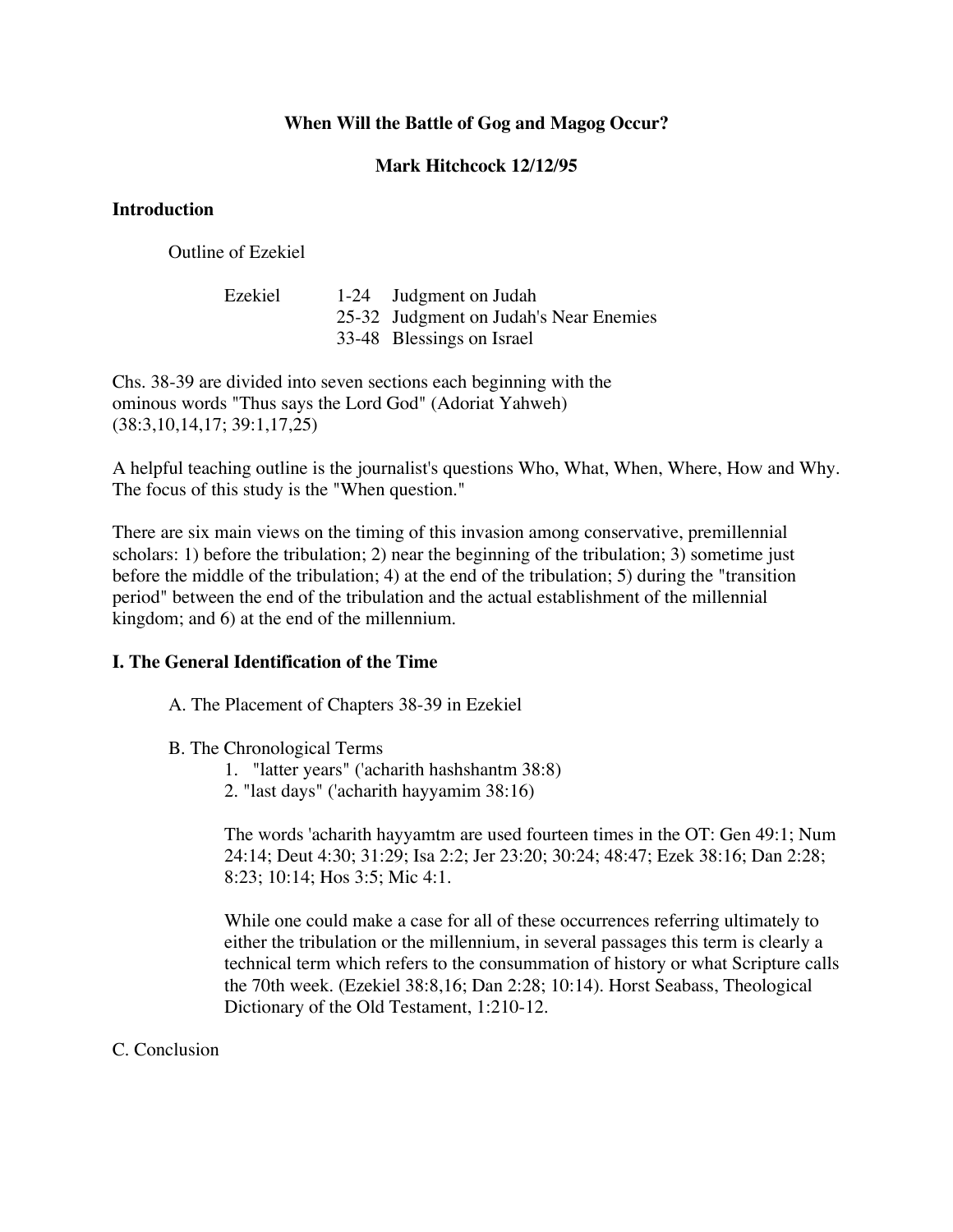**When Will the Battle of Gog and Magog Occur?**

**Mark Hitchcock 12/12/95**

## Introduction

Outline of Ezekiel

Ezekiel
- 1-24 Judgment on Judah
- 25-32 Judgment on Judah's Near Enemies
- 33-48 Blessings on Israel

Chs. 38-39 are divided into seven sections each beginning with the ominous words "Thus says the Lord God" (Adoriat Yahweh) (38:3,10,14,17; 39:1,17,25)

A helpful teaching outline is the journalist's questions Who, What, When, Where, How and Why. The focus of this study is the "When question."

There are six main views on the timing of this invasion among conservative, premillennial scholars: 1) before the tribulation; 2) near the beginning of the tribulation; 3) sometime just before the middle of the tribulation; 4) at the end of the tribulation; 5) during the "transition period" between the end of the tribulation and the actual establishment of the millennial kingdom; and 6) at the end of the millennium.

## I. The General Identification of the Time

A. The Placement of Chapters 38-39 in Ezekiel

B. The Chronological Terms

1. "latter years" ('acharith hashshantm 38:8)
2. "last days" ('acharith hayyamim 38:16)

The words 'acharith hayyamtm are used fourteen times in the OT: Gen 49:1; Num 24:14; Deut 4:30; 31:29; Isa 2:2; Jer 23:20; 30:24; 48:47; Ezek 38:16; Dan 2:28; 8:23; 10:14; Hos 3:5; Mic 4:1.

While one could make a case for all of these occurrences referring ultimately to either the tribulation or the millennium, in several passages this term is clearly a technical term which refers to the consummation of history or what Scripture calls the 70th week. (Ezekiel 38:8,16; Dan 2:28; 10:14). Horst Seabass, Theological Dictionary of the Old Testament, 1:210-12.

C. Conclusion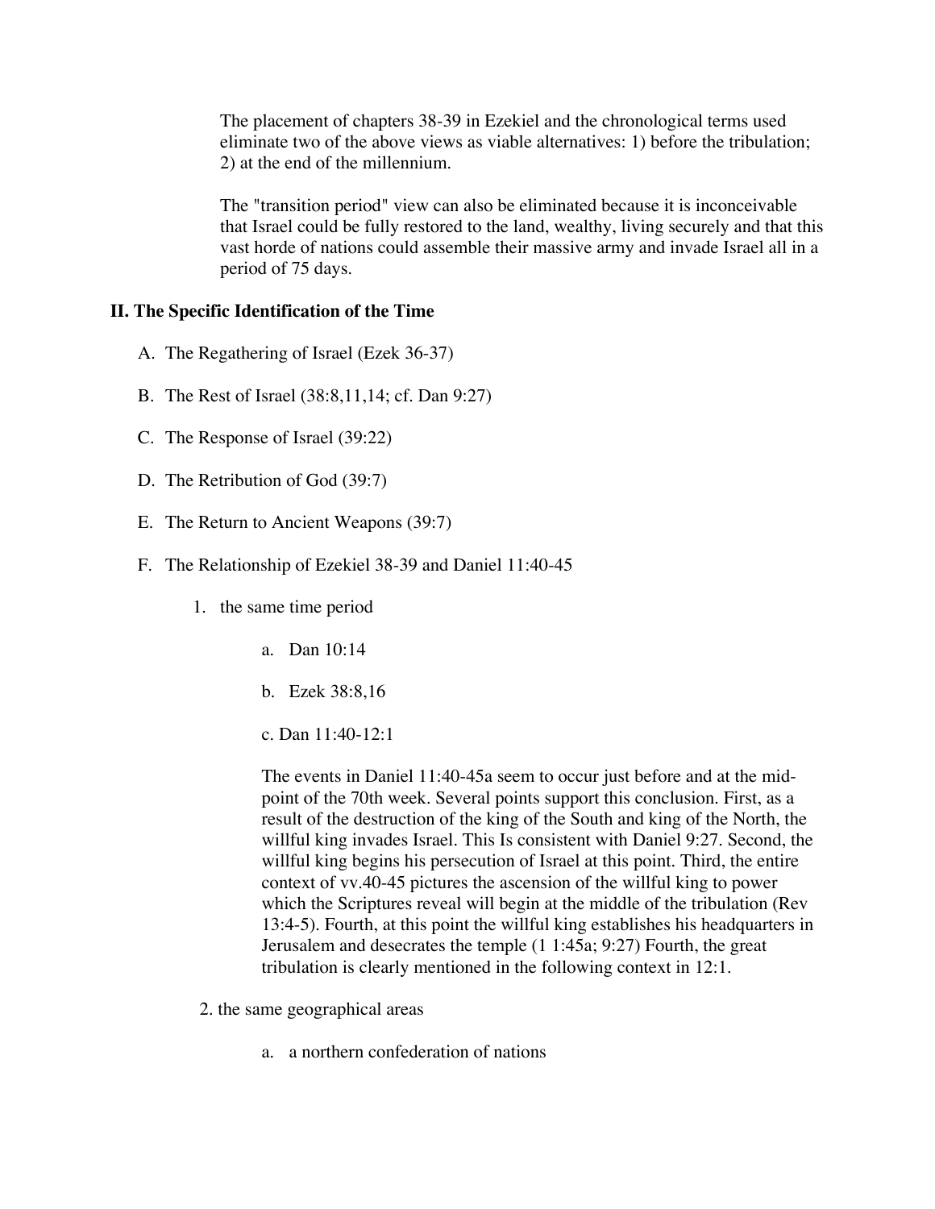The placement of chapters 38-39 in Ezekiel and the chronological terms used eliminate two of the above views as viable alternatives: 1) before the tribulation; 2) at the end of the millennium.

The "transition period" view can also be eliminated because it is inconceivable that Israel could be fully restored to the land, wealthy, living securely and that this vast horde of nations could assemble their massive army and invade Israel all in a period of 75 days.

## II. The Specific Identification of the Time

A. The Regathering of Israel (Ezek 36-37)

B. The Rest of Israel (38:8,11,14; cf. Dan 9:27)

C. The Response of Israel (39:22)

D. The Retribution of God (39:7)

E. The Return to Ancient Weapons (39:7)

F. The Relationship of Ezekiel 38-39 and Daniel 11:40-45

1. the same time period

    a. Dan 10:14

    b. Ezek 38:8,16

    c. Dan 11:40-12:1

    The events in Daniel 11:40-45a seem to occur just before and at the mid-point of the 70th week. Several points support this conclusion. First, as a result of the destruction of the king of the South and king of the North, the willful king invades Israel. This Is consistent with Daniel 9:27. Second, the willful king begins his persecution of Israel at this point. Third, the entire context of vv.40-45 pictures the ascension of the willful king to power which the Scriptures reveal will begin at the middle of the tribulation (Rev 13:4-5). Fourth, at this point the willful king establishes his headquarters in Jerusalem and desecrates the temple (1 1:45a; 9:27) Fourth, the great tribulation is clearly mentioned in the following context in 12:1.

2. the same geographical areas

    a. a northern confederation of nations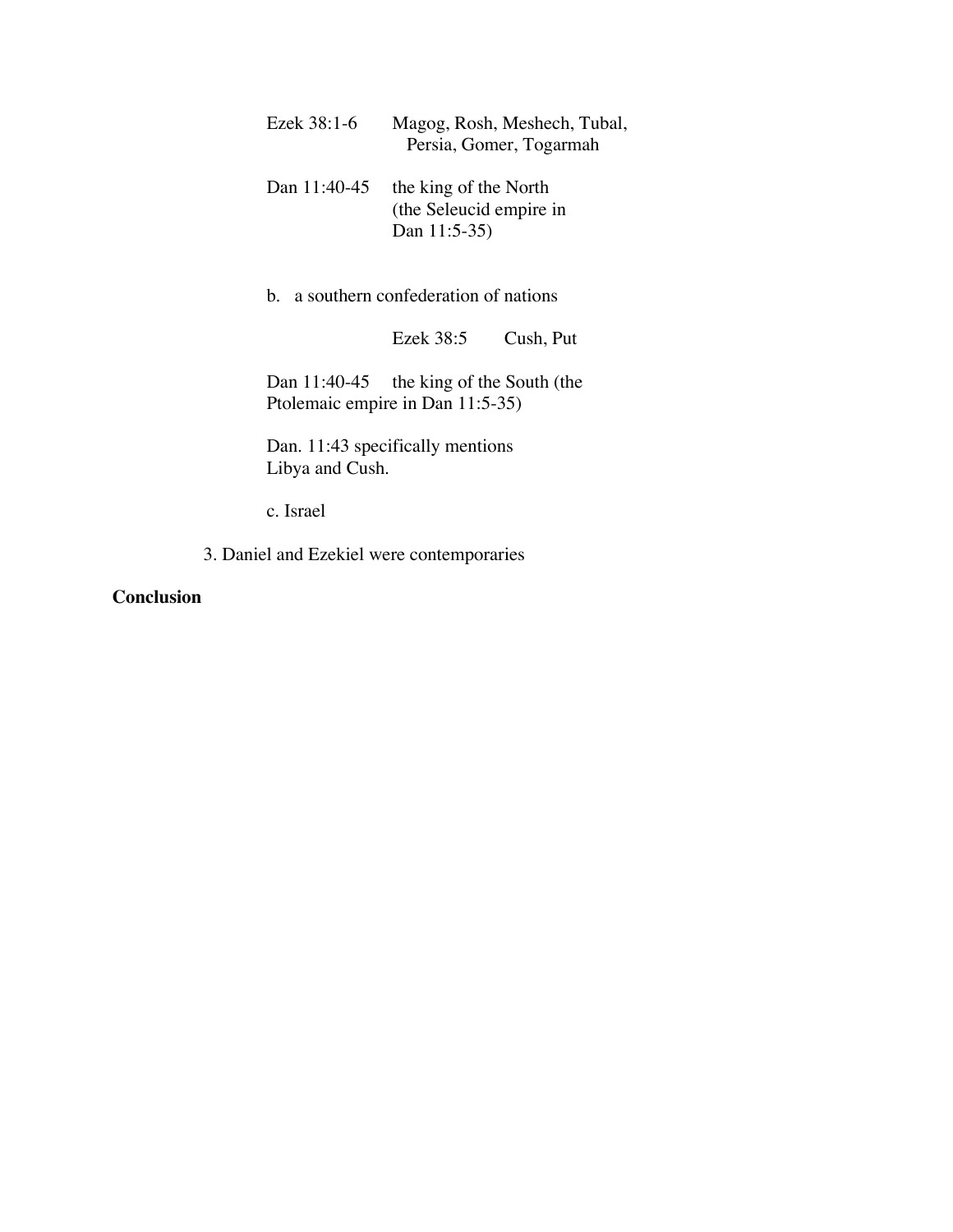Ezek 38:1-6 Magog, Rosh, Meshech, Tubal, Persia, Gomer, Togarmah

Dan 11:40-45 the king of the North (the Seleucid empire in Dan 11:5-35)

b. a southern confederation of nations

Ezek 38:5 Cush, Put

Dan 11:40-45 the king of the South (the Ptolemaic empire in Dan 11:5-35)

Dan. 11:43 specifically mentions Libya and Cush.

c. Israel

3. Daniel and Ezekiel were contemporaries

**Conclusion**